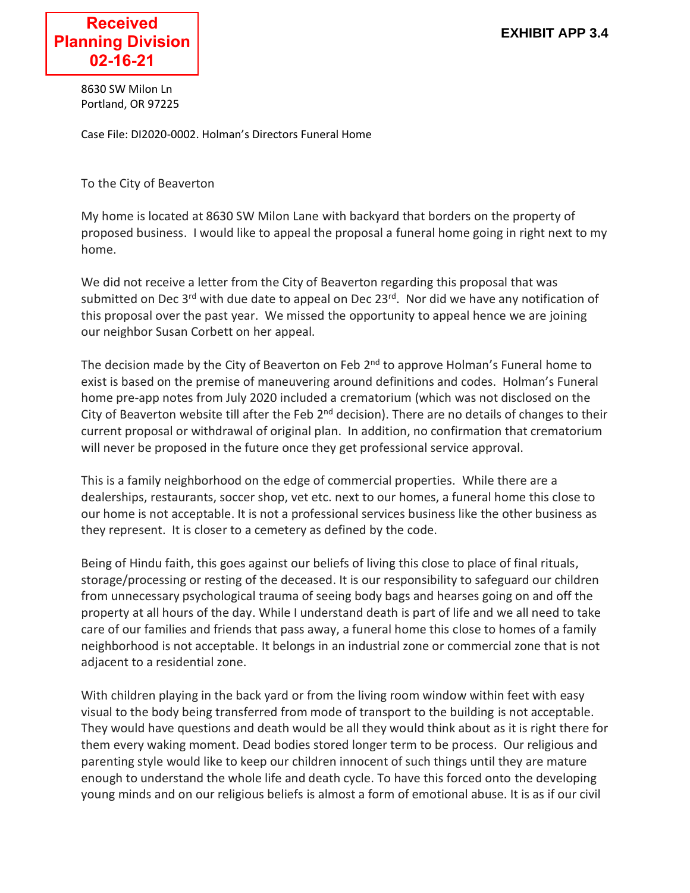**Received Planning Division 02-16-21**

**EXHIBIT APP 3.4**

8630 SW Milon Ln
Portland, OR 97225

Case File: DI2020-0002. Holman's Directors Funeral Home

To the City of Beaverton

My home is located at 8630 SW Milon Lane with backyard that borders on the property of proposed business. I would like to appeal the proposal a funeral home going in right next to my home.

We did not receive a letter from the City of Beaverton regarding this proposal that was submitted on Dec 3rd with due date to appeal on Dec 23rd. Nor did we have any notification of this proposal over the past year. We missed the opportunity to appeal hence we are joining our neighbor Susan Corbett on her appeal.

The decision made by the City of Beaverton on Feb 2nd to approve Holman's Funeral home to exist is based on the premise of maneuvering around definitions and codes. Holman's Funeral home pre-app notes from July 2020 included a crematorium (which was not disclosed on the City of Beaverton website till after the Feb 2nd decision). There are no details of changes to their current proposal or withdrawal of original plan. In addition, no confirmation that crematorium will never be proposed in the future once they get professional service approval.

This is a family neighborhood on the edge of commercial properties. While there are a dealerships, restaurants, soccer shop, vet etc. next to our homes, a funeral home this close to our home is not acceptable. It is not a professional services business like the other business as they represent. It is closer to a cemetery as defined by the code.

Being of Hindu faith, this goes against our beliefs of living this close to place of final rituals, storage/processing or resting of the deceased. It is our responsibility to safeguard our children from unnecessary psychological trauma of seeing body bags and hearses going on and off the property at all hours of the day. While I understand death is part of life and we all need to take care of our families and friends that pass away, a funeral home this close to homes of a family neighborhood is not acceptable. It belongs in an industrial zone or commercial zone that is not adjacent to a residential zone.

With children playing in the back yard or from the living room window within feet with easy visual to the body being transferred from mode of transport to the building is not acceptable. They would have questions and death would be all they would think about as it is right there for them every waking moment. Dead bodies stored longer term to be process. Our religious and parenting style would like to keep our children innocent of such things until they are mature enough to understand the whole life and death cycle. To have this forced onto the developing young minds and on our religious beliefs is almost a form of emotional abuse. It is as if our civil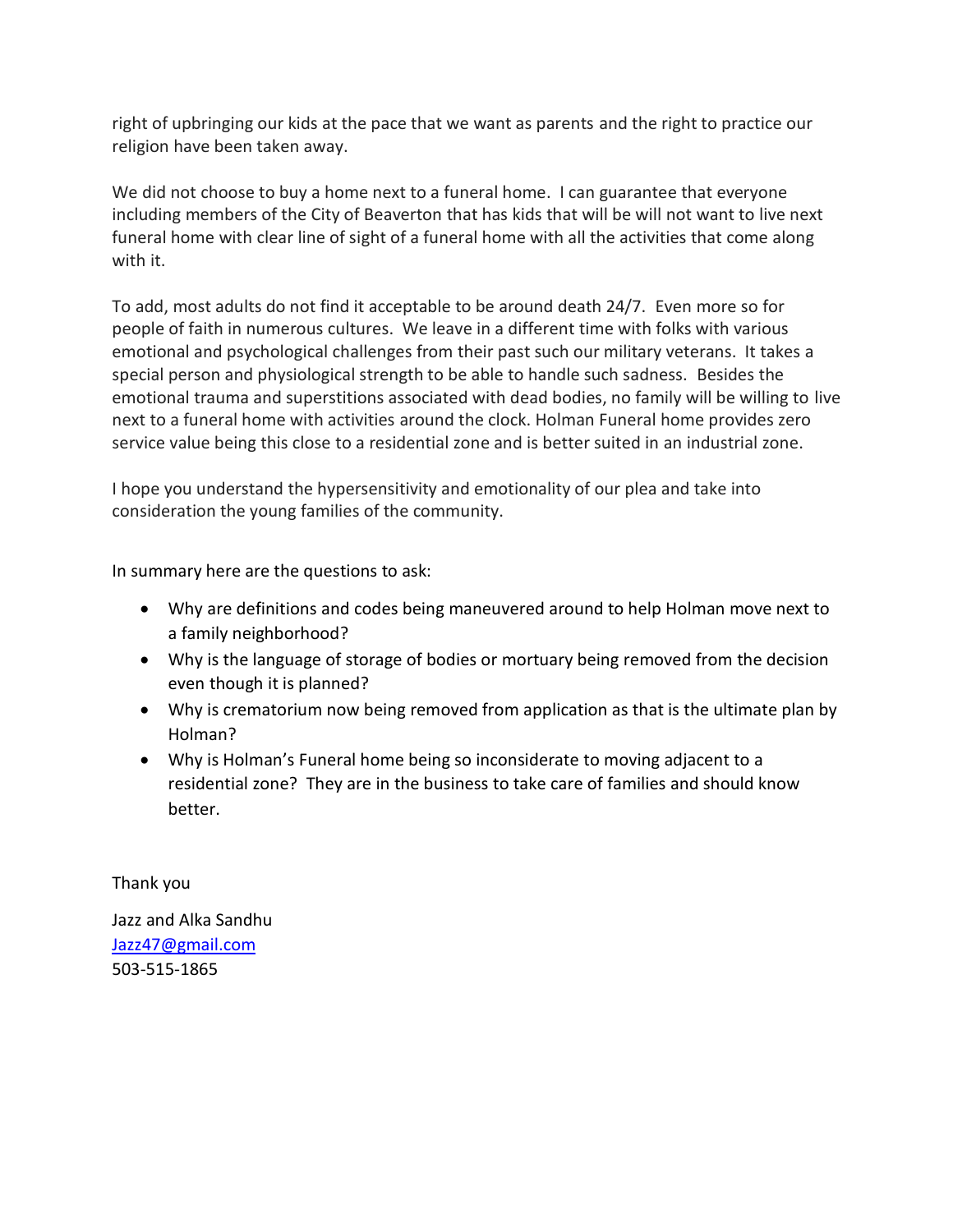right of upbringing our kids at the pace that we want as parents and the right to practice our religion have been taken away.

We did not choose to buy a home next to a funeral home. I can guarantee that everyone including members of the City of Beaverton that has kids that will be will not want to live next funeral home with clear line of sight of a funeral home with all the activities that come along with it.

To add, most adults do not find it acceptable to be around death 24/7. Even more so for people of faith in numerous cultures. We leave in a different time with folks with various emotional and psychological challenges from their past such our military veterans. It takes a special person and physiological strength to be able to handle such sadness. Besides the emotional trauma and superstitions associated with dead bodies, no family will be willing to live next to a funeral home with activities around the clock. Holman Funeral home provides zero service value being this close to a residential zone and is better suited in an industrial zone.

I hope you understand the hypersensitivity and emotionality of our plea and take into consideration the young families of the community.

In summary here are the questions to ask:

- Why are definitions and codes being maneuvered around to help Holman move next to a family neighborhood?
- Why is the language of storage of bodies or mortuary being removed from the decision even though it is planned?
- Why is crematorium now being removed from application as that is the ultimate plan by Holman?
- Why is Holman's Funeral home being so inconsiderate to moving adjacent to a residential zone? They are in the business to take care of families and should know better.

Thank you

Jazz and Alka Sandhu
Jazz47@gmail.com
503-515-1865